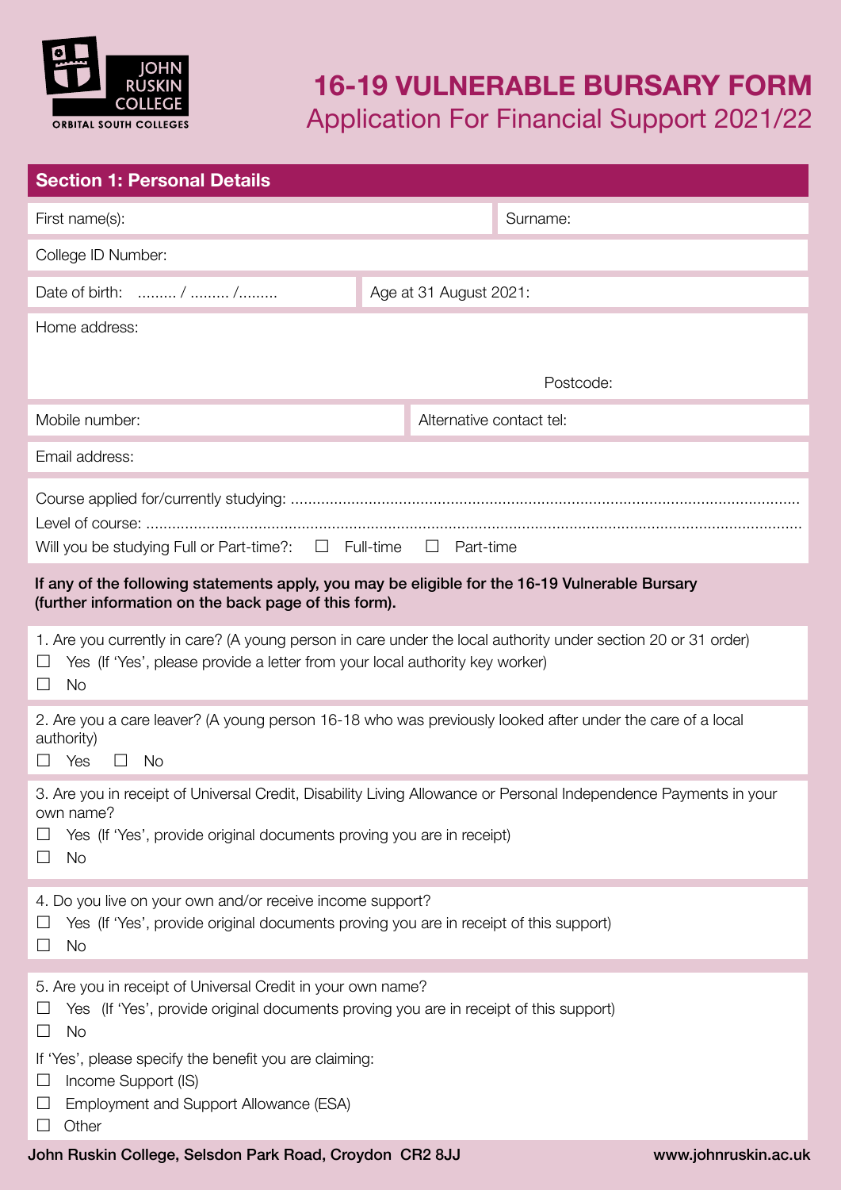JOHN RUSKIN COLLEGE
ORBITAL SOUTH COLLEGES

# 16-19 VULNERABLE BURSARY FORM

## Application For Financial Support 2021/22

## Section 1: Personal Details

First name(s): Surname:

College ID Number:

Date of birth: ......... / ......... /......... Age at 31 August 2021:

Home address:

Postcode:

Mobile number: Alternative contact tel:

Email address:

Course applied for/currently studying: ........................................................................................................................

Level of course: ...................................................................................................................................................

Will you be studying Full or Part-time?: ☐ Full-time ☐ Part-time

**If any of the following statements apply, you may be eligible for the 16-19 Vulnerable Bursary (further information on the back page of this form).**

1. Are you currently in care? (A young person in care under the local authority under section 20 or 31 order)
   - ☐ Yes (If 'Yes', please provide a letter from your local authority key worker)
   - ☐ No

2. Are you a care leaver? (A young person 16-18 who was previously looked after under the care of a local authority)
   - ☐ Yes ☐ No

3. Are you in receipt of Universal Credit, Disability Living Allowance or Personal Independence Payments in your own name?
   - ☐ Yes (If 'Yes', provide original documents proving you are in receipt)
   - ☐ No

4. Do you live on your own and/or receive income support?
   - ☐ Yes (If 'Yes', provide original documents proving you are in receipt of this support)
   - ☐ No

5. Are you in receipt of Universal Credit in your own name?
   - ☐ Yes (If 'Yes', provide original documents proving you are in receipt of this support)
   - ☐ No

   If 'Yes', please specify the benefit you are claiming:
   - ☐ Income Support (IS)
   - ☐ Employment and Support Allowance (ESA)
   - ☐ Other

John Ruskin College, Selsdon Park Road, Croydon CR2 8JJ www.johnruskin.ac.uk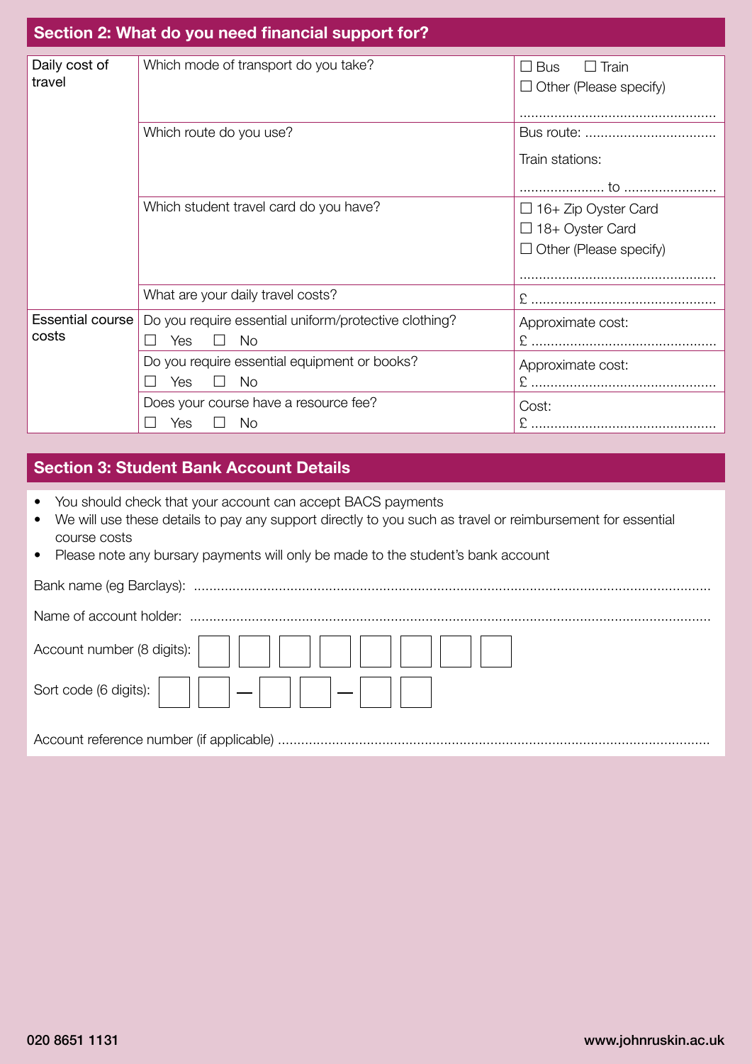## Section 2: What do you need financial support for?

| | | |
|---|---|---|
| Daily cost of travel | Which mode of transport do you take? | ☐ Bus ☐ Train<br>☐ Other (Please specify)<br>.................................................. |
| | Which route do you use? | Bus route: ..................................<br>Train stations:<br>...................... to ........................ |
| | Which student travel card do you have? | ☐ 16+ Zip Oyster Card<br>☐ 18+ Oyster Card<br>☐ Other (Please specify)<br>.................................................. |
| | What are your daily travel costs? | £ ................................................ |
| Essential course costs | Do you require essential uniform/protective clothing?<br>☐ Yes ☐ No | Approximate cost:<br>£ ................................................ |
| | Do you require essential equipment or books?<br>☐ Yes ☐ No | Approximate cost:<br>£ ................................................ |
| | Does your course have a resource fee?<br>☐ Yes ☐ No | Cost:<br>£ ................................................ |

## Section 3: Student Bank Account Details

- You should check that your account can accept BACS payments
- We will use these details to pay any support directly to you such as travel or reimbursement for essential course costs
- Please note any bursary payments will only be made to the student's bank account

Bank name (eg Barclays): ..........................................................................................................................

Name of account holder: ..........................................................................................................................

Account number (8 digits): ☐ ☐ ☐ ☐ ☐ ☐ ☐ ☐

Sort code (6 digits): ☐ ☐ — ☐ ☐ — ☐ ☐

Account reference number (if applicable) ..............................................................................................

020 8651 1131 www.johnruskin.ac.uk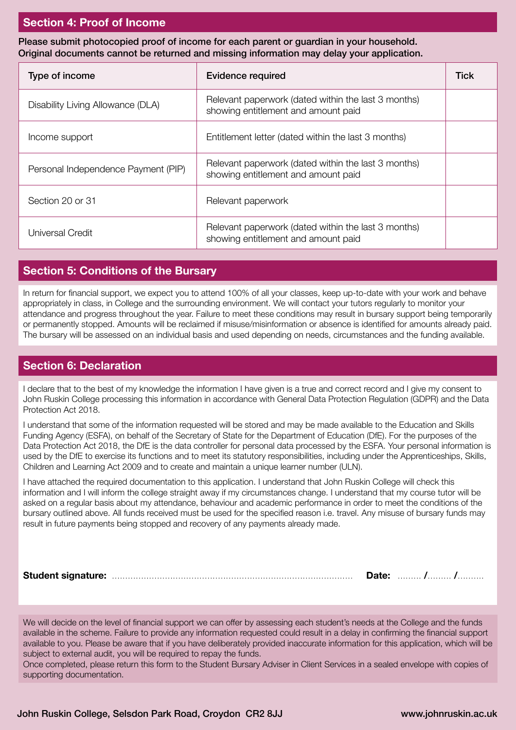## Section 4: Proof of Income

**Please submit photocopied proof of income for each parent or guardian in your household. Original documents cannot be returned and missing information may delay your application.**

| Type of income | Evidence required | Tick |
|---|---|---|
| Disability Living Allowance (DLA) | Relevant paperwork (dated within the last 3 months) showing entitlement and amount paid | |
| Income support | Entitlement letter (dated within the last 3 months) | |
| Personal Independence Payment (PIP) | Relevant paperwork (dated within the last 3 months) showing entitlement and amount paid | |
| Section 20 or 31 | Relevant paperwork | |
| Universal Credit | Relevant paperwork (dated within the last 3 months) showing entitlement and amount paid | |

## Section 5: Conditions of the Bursary

In return for financial support, we expect you to attend 100% of all your classes, keep up-to-date with your work and behave appropriately in class, in College and the surrounding environment. We will contact your tutors regularly to monitor your attendance and progress throughout the year. Failure to meet these conditions may result in bursary support being temporarily or permanently stopped. Amounts will be reclaimed if misuse/misinformation or absence is identified for amounts already paid. The bursary will be assessed on an individual basis and used depending on needs, circumstances and the funding available.

## Section 6: Declaration

I declare that to the best of my knowledge the information I have given is a true and correct record and I give my consent to John Ruskin College processing this information in accordance with General Data Protection Regulation (GDPR) and the Data Protection Act 2018.

I understand that some of the information requested will be stored and may be made available to the Education and Skills Funding Agency (ESFA), on behalf of the Secretary of State for the Department of Education (DfE). For the purposes of the Data Protection Act 2018, the DfE is the data controller for personal data processed by the ESFA. Your personal information is used by the DfE to exercise its functions and to meet its statutory responsibilities, including under the Apprenticeships, Skills, Children and Learning Act 2009 and to create and maintain a unique learner number (ULN).

I have attached the required documentation to this application. I understand that John Ruskin College will check this information and I will inform the college straight away if my circumstances change. I understand that my course tutor will be asked on a regular basis about my attendance, behaviour and academic performance in order to meet the conditions of the bursary outlined above. All funds received must be used for the specified reason i.e. travel. Any misuse of bursary funds may result in future payments being stopped and recovery of any payments already made.

**Student signature:** ........................................................................................ **Date:** ......... **/**......... **/**.........

We will decide on the level of financial support we can offer by assessing each student's needs at the College and the funds available in the scheme. Failure to provide any information requested could result in a delay in confirming the financial support available to you. Please be aware that if you have deliberately provided inaccurate information for this application, which will be subject to external audit, you will be required to repay the funds.

Once completed, please return this form to the Student Bursary Adviser in Client Services in a sealed envelope with copies of supporting documentation.

**John Ruskin College, Selsdon Park Road, Croydon CR2 8JJ** **www.johnruskin.ac.uk**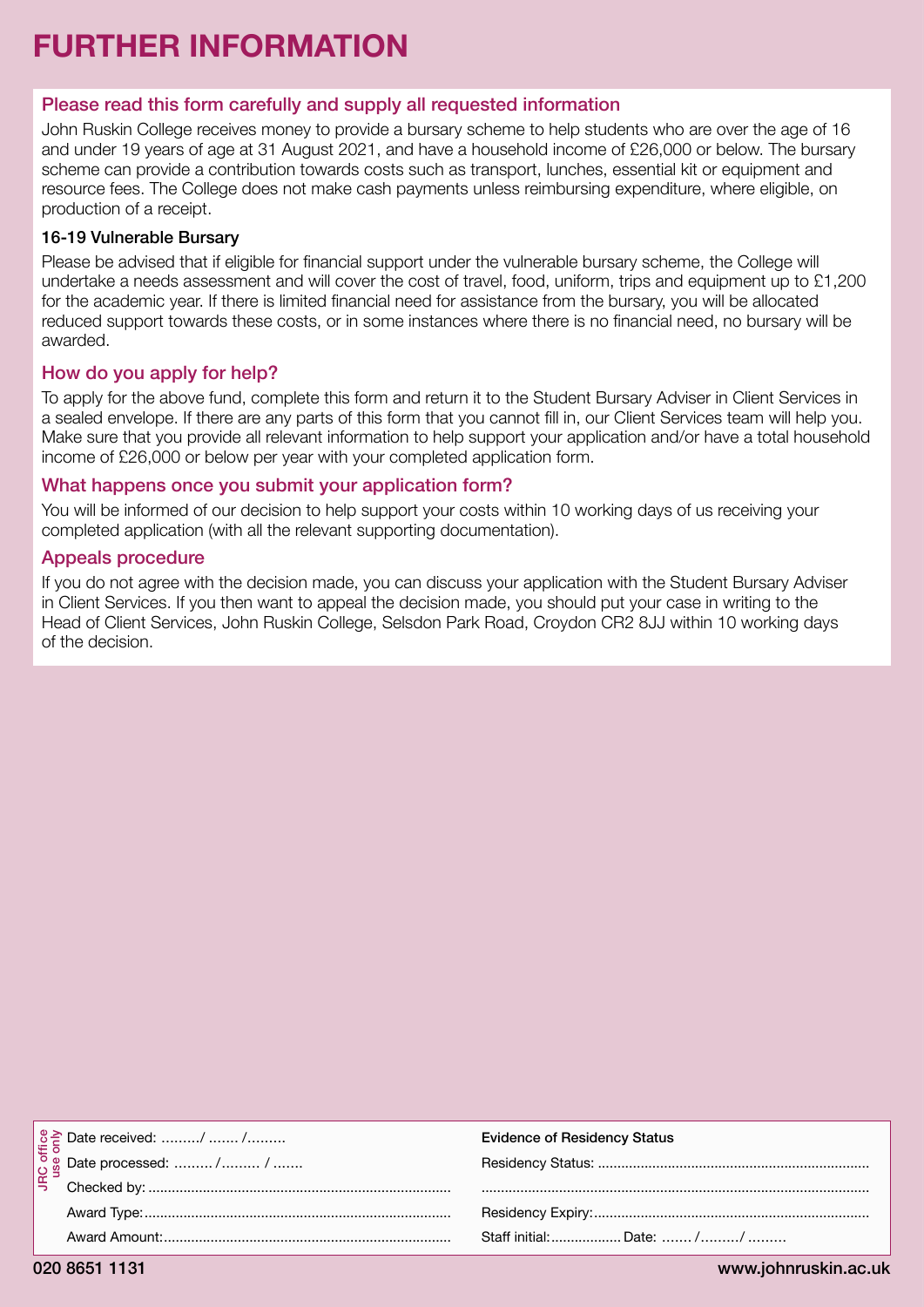# FURTHER INFORMATION

## Please read this form carefully and supply all requested information

John Ruskin College receives money to provide a bursary scheme to help students who are over the age of 16 and under 19 years of age at 31 August 2021, and have a household income of £26,000 or below. The bursary scheme can provide a contribution towards costs such as transport, lunches, essential kit or equipment and resource fees. The College does not make cash payments unless reimbursing expenditure, where eligible, on production of a receipt.

### 16-19 Vulnerable Bursary

Please be advised that if eligible for financial support under the vulnerable bursary scheme, the College will undertake a needs assessment and will cover the cost of travel, food, uniform, trips and equipment up to £1,200 for the academic year. If there is limited financial need for assistance from the bursary, you will be allocated reduced support towards these costs, or in some instances where there is no financial need, no bursary will be awarded.

## How do you apply for help?

To apply for the above fund, complete this form and return it to the Student Bursary Adviser in Client Services in a sealed envelope. If there are any parts of this form that you cannot fill in, our Client Services team will help you. Make sure that you provide all relevant information to help support your application and/or have a total household income of £26,000 or below per year with your completed application form.

## What happens once you submit your application form?

You will be informed of our decision to help support your costs within 10 working days of us receiving your completed application (with all the relevant supporting documentation).

## Appeals procedure

If you do not agree with the decision made, you can discuss your application with the Student Bursary Adviser in Client Services. If you then want to appeal the decision made, you should put your case in writing to the Head of Client Services, John Ruskin College, Selsdon Park Road, Croydon CR2 8JJ within 10 working days of the decision.

JRC office use only

| | |
|---|---|
| Date received: ........./ ....... /......... | **Evidence of Residency Status** |
| Date processed: ......... /......... / ....... | Residency Status: ..................................................................... |
| Checked by: ............................................................................ | .................................................................................................. |
| Award Type:............................................................................. | Residency Expiry:....................................................................... |
| Award Amount:......................................................................... | Staff initial:.................. Date: ....... /........./ ......... |

020 8651 1131 www.johnruskin.ac.uk